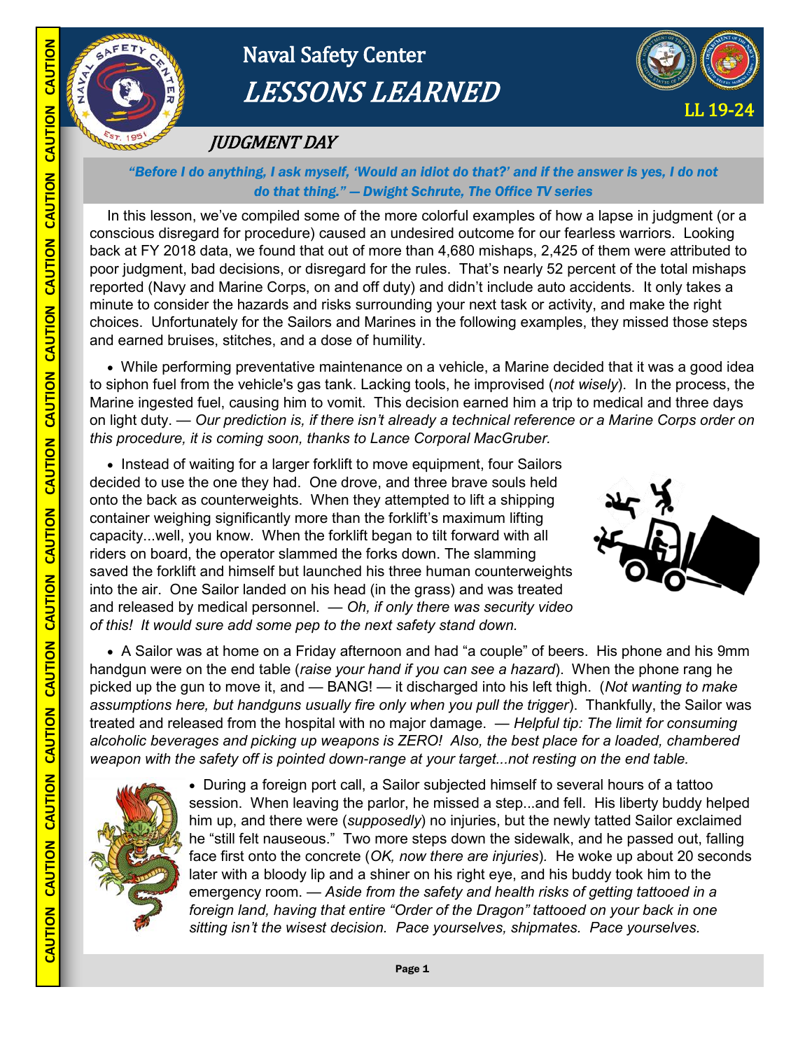# Naval Safety Center

## *LESSONS LEARNED*

**LL 19-24**

## *JUDGMENT DAY*

***"Before I do anything, I ask myself, 'Would an idiot do that?' and if the answer is yes, I do not do that thing." — Dwight Schrute, The Office TV series***

In this lesson, we've compiled some of the more colorful examples of how a lapse in judgment (or a conscious disregard for procedure) caused an undesired outcome for our fearless warriors. Looking back at FY 2018 data, we found that out of more than 4,680 mishaps, 2,425 of them were attributed to poor judgment, bad decisions, or disregard for the rules. That's nearly 52 percent of the total mishaps reported (Navy and Marine Corps, on and off duty) and didn't include auto accidents. It only takes a minute to consider the hazards and risks surrounding your next task or activity, and make the right choices. Unfortunately for the Sailors and Marines in the following examples, they missed those steps and earned bruises, stitches, and a dose of humility.

- While performing preventative maintenance on a vehicle, a Marine decided that it was a good idea to siphon fuel from the vehicle's gas tank. Lacking tools, he improvised (*not wisely*). In the process, the Marine ingested fuel, causing him to vomit. This decision earned him a trip to medical and three days on light duty. — *Our prediction is, if there isn't already a technical reference or a Marine Corps order on this procedure, it is coming soon, thanks to Lance Corporal MacGruber.*

- Instead of waiting for a larger forklift to move equipment, four Sailors decided to use the one they had. One drove, and three brave souls held onto the back as counterweights. When they attempted to lift a shipping container weighing significantly more than the forklift's maximum lifting capacity...well, you know. When the forklift began to tilt forward with all riders on board, the operator slammed the forks down. The slamming saved the forklift and himself but launched his three human counterweights into the air. One Sailor landed on his head (in the grass) and was treated and released by medical personnel. — *Oh, if only there was security video of this! It would sure add some pep to the next safety stand down.*

- A Sailor was at home on a Friday afternoon and had "a couple" of beers. His phone and his 9mm handgun were on the end table (*raise your hand if you can see a hazard*). When the phone rang he picked up the gun to move it, and — BANG! — it discharged into his left thigh. (*Not wanting to make assumptions here, but handguns usually fire only when you pull the trigger*). Thankfully, the Sailor was treated and released from the hospital with no major damage. — *Helpful tip: The limit for consuming alcoholic beverages and picking up weapons is ZERO! Also, the best place for a loaded, chambered weapon with the safety off is pointed down-range at your target...not resting on the end table.*

- During a foreign port call, a Sailor subjected himself to several hours of a tattoo session. When leaving the parlor, he missed a step...and fell. His liberty buddy helped him up, and there were (*supposedly*) no injuries, but the newly tatted Sailor exclaimed he "still felt nauseous." Two more steps down the sidewalk, and he passed out, falling face first onto the concrete (*OK, now there are injuries*). He woke up about 20 seconds later with a bloody lip and a shiner on his right eye, and his buddy took him to the emergency room. — *Aside from the safety and health risks of getting tattooed in a foreign land, having that entire "Order of the Dragon" tattooed on your back in one sitting isn't the wisest decision. Pace yourselves, shipmates. Pace yourselves.*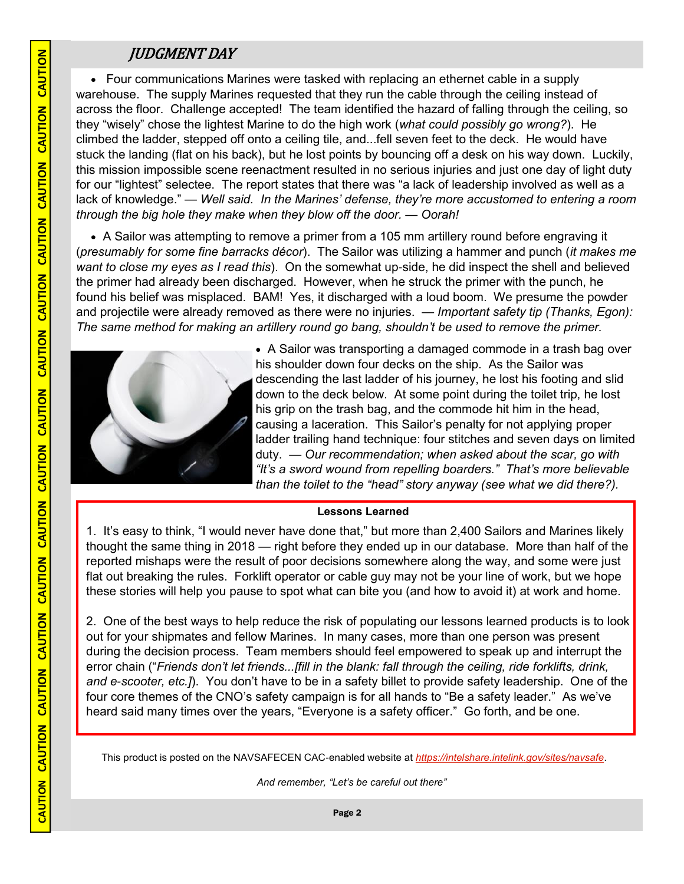## *JUDGMENT DAY*

- Four communications Marines were tasked with replacing an ethernet cable in a supply warehouse. The supply Marines requested that they run the cable through the ceiling instead of across the floor. Challenge accepted! The team identified the hazard of falling through the ceiling, so they "wisely" chose the lightest Marine to do the high work (*what could possibly go wrong?*). He climbed the ladder, stepped off onto a ceiling tile, and...fell seven feet to the deck. He would have stuck the landing (flat on his back), but he lost points by bouncing off a desk on his way down. Luckily, this mission impossible scene reenactment resulted in no serious injuries and just one day of light duty for our "lightest" selectee. The report states that there was "a lack of leadership involved as well as a lack of knowledge." — *Well said. In the Marines' defense, they're more accustomed to entering a room through the big hole they make when they blow off the door. — Oorah!*

- A Sailor was attempting to remove a primer from a 105 mm artillery round before engraving it (*presumably for some fine barracks décor*). The Sailor was utilizing a hammer and punch (*it makes me want to close my eyes as I read this*). On the somewhat up-side, he did inspect the shell and believed the primer had already been discharged. However, when he struck the primer with the punch, he found his belief was misplaced. BAM! Yes, it discharged with a loud boom. We presume the powder and projectile were already removed as there were no injuries. — *Important safety tip (Thanks, Egon): The same method for making an artillery round go bang, shouldn't be used to remove the primer.*

- A Sailor was transporting a damaged commode in a trash bag over his shoulder down four decks on the ship. As the Sailor was descending the last ladder of his journey, he lost his footing and slid down to the deck below. At some point during the toilet trip, he lost his grip on the trash bag, and the commode hit him in the head, causing a laceration. This Sailor's penalty for not applying proper ladder trailing hand technique: four stitches and seven days on limited duty. — *Our recommendation; when asked about the scar, go with "It's a sword wound from repelling boarders." That's more believable than the toilet to the "head" story anyway (see what we did there?).*

**Lessons Learned**

1. It's easy to think, "I would never have done that," but more than 2,400 Sailors and Marines likely thought the same thing in 2018 — right before they ended up in our database. More than half of the reported mishaps were the result of poor decisions somewhere along the way, and some were just flat out breaking the rules. Forklift operator or cable guy may not be your line of work, but we hope these stories will help you pause to spot what can bite you (and how to avoid it) at work and home.

2. One of the best ways to help reduce the risk of populating our lessons learned products is to look out for your shipmates and fellow Marines. In many cases, more than one person was present during the decision process. Team members should feel empowered to speak up and interrupt the error chain ("*Friends don't let friends...[fill in the blank: fall through the ceiling, ride forklifts, drink, and e-scooter, etc.]*"). You don't have to be in a safety billet to provide safety leadership. One of the four core themes of the CNO's safety campaign is for all hands to "Be a safety leader." As we've heard said many times over the years, "Everyone is a safety officer." Go forth, and be one.

This product is posted on the NAVSAFECEN CAC-enabled website at https://intelshare.intelink.gov/sites/navsafe.

*And remember, "Let's be careful out there"*